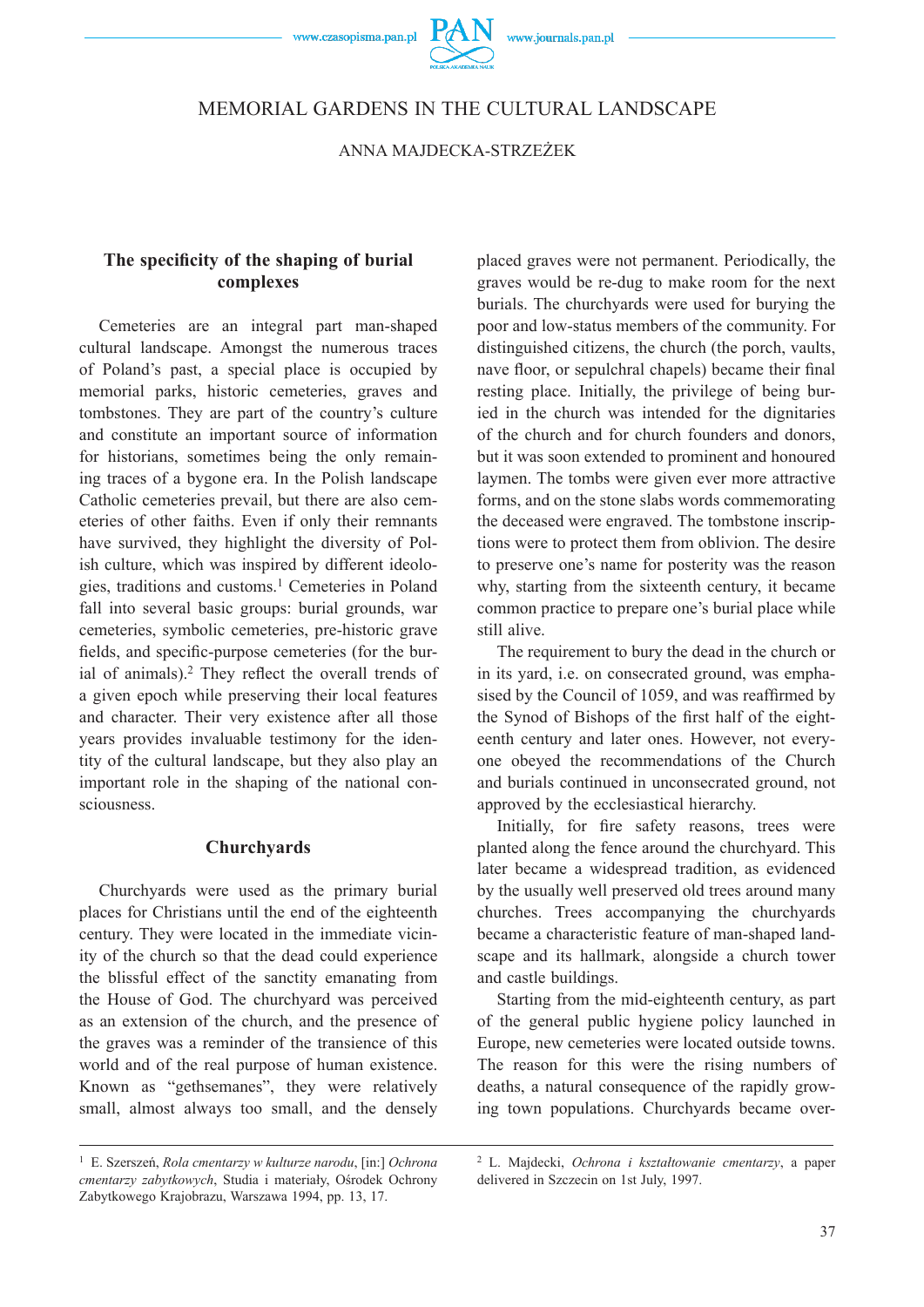# MEMORIAL GARDENS IN THE CULTURAL LANDSCAPE

ANNA MAJDECKA-STRZEŻEK

## The specificity of the shaping of burial complexes

Cemeteries are an integral part man-shaped cultural landscape. Amongst the numerous traces of Poland's past, a special place is occupied by memorial parks, historic cemeteries, graves and tombstones. They are part of the country's culture and constitute an important source of information for historians, sometimes being the only remaining traces of a bygone era. In the Polish landscape Catholic cemeteries prevail, but there are also cemeteries of other faiths. Even if only their remnants have survived, they highlight the diversity of Polish culture, which was inspired by different ideologies, traditions and customs.[1] Cemeteries in Poland fall into several basic groups: burial grounds, war cemeteries, symbolic cemeteries, pre-historic grave fields, and specific-purpose cemeteries (for the burial of animals).[2] They reflect the overall trends of a given epoch while preserving their local features and character. Their very existence after all those years provides invaluable testimony for the identity of the cultural landscape, but they also play an important role in the shaping of the national consciousness.

## Churchyards

Churchyards were used as the primary burial places for Christians until the end of the eighteenth century. They were located in the immediate vicinity of the church so that the dead could experience the blissful effect of the sanctity emanating from the House of God. The churchyard was perceived as an extension of the church, and the presence of the graves was a reminder of the transience of this world and of the real purpose of human existence. Known as "gethsemanes", they were relatively small, almost always too small, and the densely placed graves were not permanent. Periodically, the graves would be re-dug to make room for the next burials. The churchyards were used for burying the poor and low-status members of the community. For distinguished citizens, the church (the porch, vaults, nave floor, or sepulchral chapels) became their final resting place. Initially, the privilege of being buried in the church was intended for the dignitaries of the church and for church founders and donors, but it was soon extended to prominent and honoured laymen. The tombs were given ever more attractive forms, and on the stone slabs words commemorating the deceased were engraved. The tombstone inscriptions were to protect them from oblivion. The desire to preserve one's name for posterity was the reason why, starting from the sixteenth century, it became common practice to prepare one's burial place while still alive.

The requirement to bury the dead in the church or in its yard, i.e. on consecrated ground, was emphasised by the Council of 1059, and was reaffirmed by the Synod of Bishops of the first half of the eighteenth century and later ones. However, not everyone obeyed the recommendations of the Church and burials continued in unconsecrated ground, not approved by the ecclesiastical hierarchy.

Initially, for fire safety reasons, trees were planted along the fence around the churchyard. This later became a widespread tradition, as evidenced by the usually well preserved old trees around many churches. Trees accompanying the churchyards became a characteristic feature of man-shaped landscape and its hallmark, alongside a church tower and castle buildings.

Starting from the mid-eighteenth century, as part of the general public hygiene policy launched in Europe, new cemeteries were located outside towns. The reason for this were the rising numbers of deaths, a natural consequence of the rapidly growing town populations. Churchyards became over-

---

[1] E. Szerszeń, *Rola cmentarzy w kulturze narodu*, [in:] *Ochrona cmentarzy zabytkowych*, Studia i materiały, Ośrodek Ochrony Zabytkowego Krajobrazu, Warszawa 1994, pp. 13, 17.

[2] L. Majdecki, *Ochrona i kształtowanie cmentarzy*, a paper delivered in Szczecin on 1st July, 1997.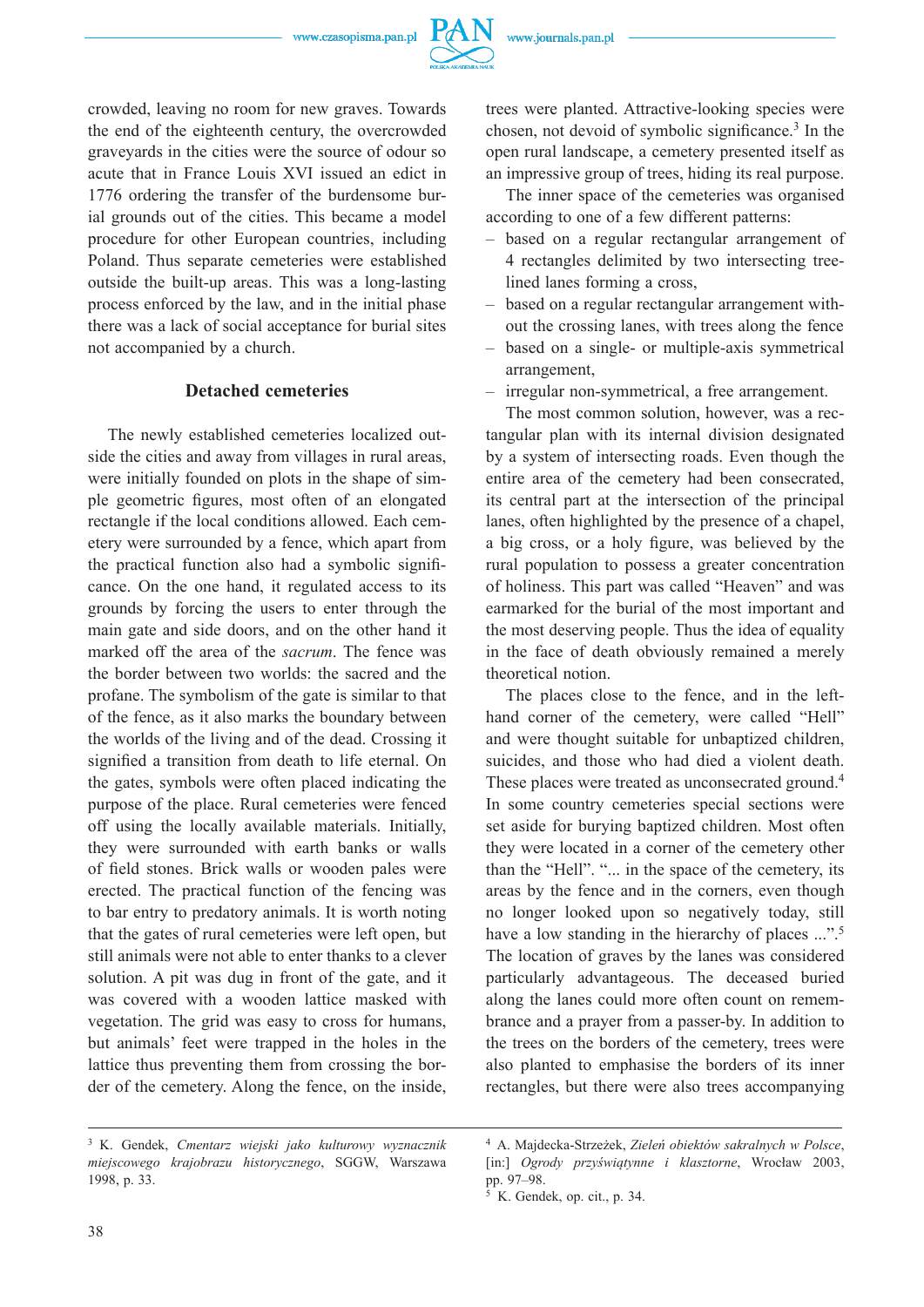crowded, leaving no room for new graves. Towards the end of the eighteenth century, the overcrowded graveyards in the cities were the source of odour so acute that in France Louis XVI issued an edict in 1776 ordering the transfer of the burdensome burial grounds out of the cities. This became a model procedure for other European countries, including Poland. Thus separate cemeteries were established outside the built-up areas. This was a long-lasting process enforced by the law, and in the initial phase there was a lack of social acceptance for burial sites not accompanied by a church.

## Detached cemeteries

The newly established cemeteries localized outside the cities and away from villages in rural areas, were initially founded on plots in the shape of simple geometric figures, most often of an elongated rectangle if the local conditions allowed. Each cemetery were surrounded by a fence, which apart from the practical function also had a symbolic significance. On the one hand, it regulated access to its grounds by forcing the users to enter through the main gate and side doors, and on the other hand it marked off the area of the *sacrum*. The fence was the border between two worlds: the sacred and the profane. The symbolism of the gate is similar to that of the fence, as it also marks the boundary between the worlds of the living and of the dead. Crossing it signified a transition from death to life eternal. On the gates, symbols were often placed indicating the purpose of the place. Rural cemeteries were fenced off using the locally available materials. Initially, they were surrounded with earth banks or walls of field stones. Brick walls or wooden pales were erected. The practical function of the fencing was to bar entry to predatory animals. It is worth noting that the gates of rural cemeteries were left open, but still animals were not able to enter thanks to a clever solution. A pit was dug in front of the gate, and it was covered with a wooden lattice masked with vegetation. The grid was easy to cross for humans, but animals' feet were trapped in the holes in the lattice thus preventing them from crossing the border of the cemetery. Along the fence, on the inside, trees were planted. Attractive-looking species were chosen, not devoid of symbolic significance.[3] In the open rural landscape, a cemetery presented itself as an impressive group of trees, hiding its real purpose.

The inner space of the cemeteries was organised according to one of a few different patterns:

- based on a regular rectangular arrangement of 4 rectangles delimited by two intersecting tree-lined lanes forming a cross,
- based on a regular rectangular arrangement without the crossing lanes, with trees along the fence
- based on a single- or multiple-axis symmetrical arrangement,
- irregular non-symmetrical, a free arrangement.

The most common solution, however, was a rectangular plan with its internal division designated by a system of intersecting roads. Even though the entire area of the cemetery had been consecrated, its central part at the intersection of the principal lanes, often highlighted by the presence of a chapel, a big cross, or a holy figure, was believed by the rural population to possess a greater concentration of holiness. This part was called "Heaven" and was earmarked for the burial of the most important and the most deserving people. Thus the idea of equality in the face of death obviously remained a merely theoretical notion.

The places close to the fence, and in the left-hand corner of the cemetery, were called "Hell" and were thought suitable for unbaptized children, suicides, and those who had died a violent death. These places were treated as unconsecrated ground.[4] In some country cemeteries special sections were set aside for burying baptized children. Most often they were located in a corner of the cemetery other than the "Hell". "... in the space of the cemetery, its areas by the fence and in the corners, even though no longer looked upon so negatively today, still have a low standing in the hierarchy of places ...".[5] The location of graves by the lanes was considered particularly advantageous. The deceased buried along the lanes could more often count on remembrance and a prayer from a passer-by. In addition to the trees on the borders of the cemetery, trees were also planted to emphasise the borders of its inner rectangles, but there were also trees accompanying

---

[3] K. Gendek, *Cmentarz wiejski jako kulturowy wyznacznik miejscowego krajobrazu historycznego*, SGGW, Warszawa 1998, p. 33.

[4] A. Majdecka-Strzeżek, *Zieleń obiektów sakralnych w Polsce*, [in:] *Ogrody przyświątynne i klasztorne*, Wrocław 2003, pp. 97–98.

[5] K. Gendek, op. cit., p. 34.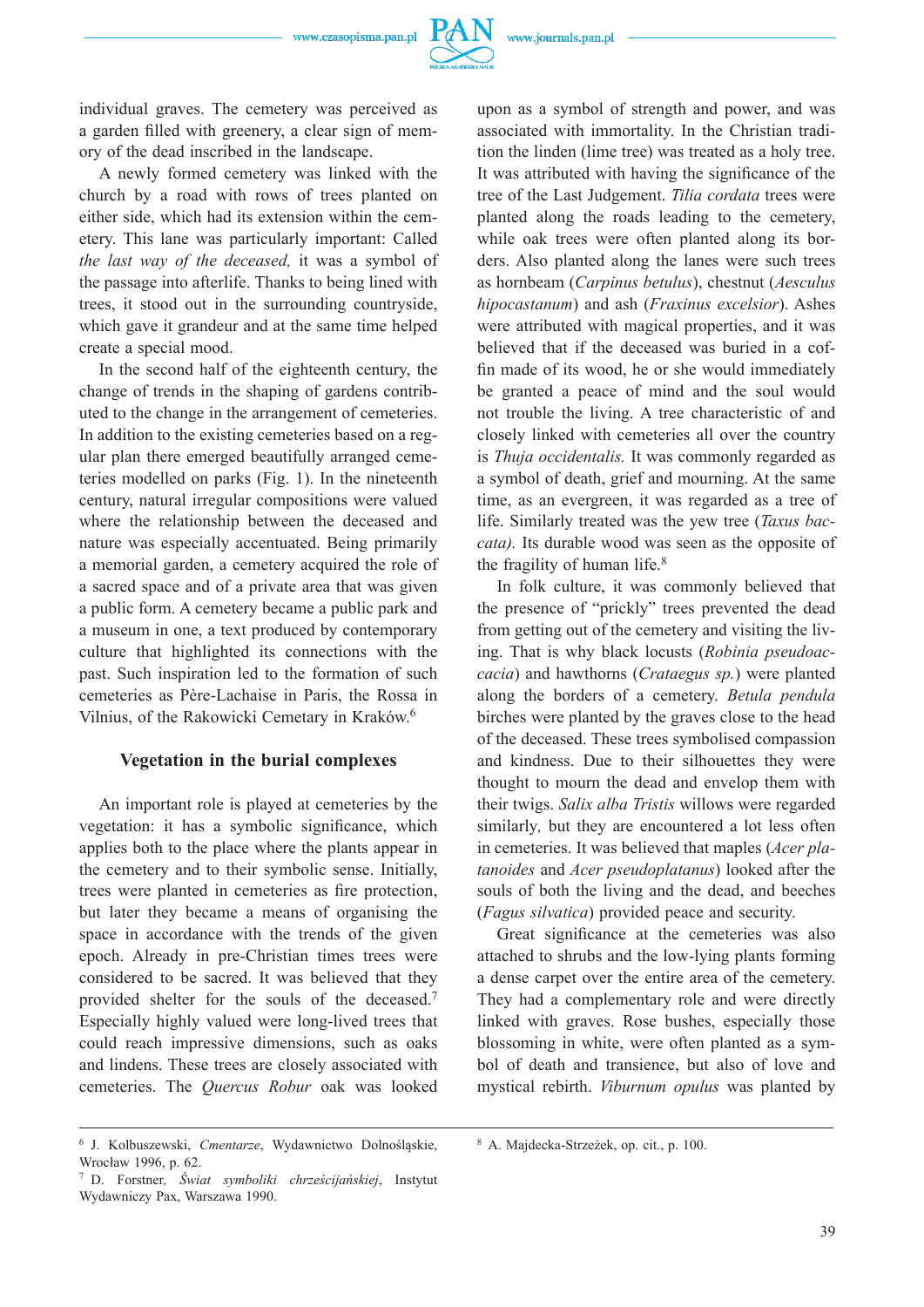individual graves. The cemetery was perceived as a garden filled with greenery, a clear sign of memory of the dead inscribed in the landscape.

A newly formed cemetery was linked with the church by a road with rows of trees planted on either side, which had its extension within the cemetery. This lane was particularly important: Called *the last way of the deceased,* it was a symbol of the passage into afterlife. Thanks to being lined with trees, it stood out in the surrounding countryside, which gave it grandeur and at the same time helped create a special mood.

In the second half of the eighteenth century, the change of trends in the shaping of gardens contributed to the change in the arrangement of cemeteries. In addition to the existing cemeteries based on a regular plan there emerged beautifully arranged cemeteries modelled on parks (Fig. 1). In the nineteenth century, natural irregular compositions were valued where the relationship between the deceased and nature was especially accentuated. Being primarily a memorial garden, a cemetery acquired the role of a sacred space and of a private area that was given a public form. A cemetery became a public park and a museum in one, a text produced by contemporary culture that highlighted its connections with the past. Such inspiration led to the formation of such cemeteries as Père-Lachaise in Paris, the Rossa in Vilnius, of the Rakowicki Cemetary in Kraków.[6]

### Vegetation in the burial complexes

An important role is played at cemeteries by the vegetation: it has a symbolic significance, which applies both to the place where the plants appear in the cemetery and to their symbolic sense. Initially, trees were planted in cemeteries as fire protection, but later they became a means of organising the space in accordance with the trends of the given epoch. Already in pre-Christian times trees were considered to be sacred. It was believed that they provided shelter for the souls of the deceased.[7] Especially highly valued were long-lived trees that could reach impressive dimensions, such as oaks and lindens. These trees are closely associated with cemeteries. The *Quercus Robur* oak was looked upon as a symbol of strength and power, and was associated with immortality. In the Christian tradition the linden (lime tree) was treated as a holy tree. It was attributed with having the significance of the tree of the Last Judgement. *Tilia cordata* trees were planted along the roads leading to the cemetery, while oak trees were often planted along its borders. Also planted along the lanes were such trees as hornbeam (*Carpinus betulus*), chestnut (*Aesculus hipocastanum*) and ash (*Fraxinus excelsior*). Ashes were attributed with magical properties, and it was believed that if the deceased was buried in a coffin made of its wood, he or she would immediately be granted a peace of mind and the soul would not trouble the living. A tree characteristic of and closely linked with cemeteries all over the country is *Thuja occidentalis.* It was commonly regarded as a symbol of death, grief and mourning. At the same time, as an evergreen, it was regarded as a tree of life. Similarly treated was the yew tree (*Taxus baccata).* Its durable wood was seen as the opposite of the fragility of human life.[8]

In folk culture, it was commonly believed that the presence of "prickly" trees prevented the dead from getting out of the cemetery and visiting the living. That is why black locusts (*Robinia pseudoaccacia*) and hawthorns (*Crataegus sp.*) were planted along the borders of a cemetery. *Betula pendula* birches were planted by the graves close to the head of the deceased. These trees symbolised compassion and kindness. Due to their silhouettes they were thought to mourn the dead and envelop them with their twigs. *Salix alba Tristis* willows were regarded similarly, but they are encountered a lot less often in cemeteries. It was believed that maples (*Acer platanoides* and *Acer pseudoplatanus*) looked after the souls of both the living and the dead, and beeches (*Fagus silvatica*) provided peace and security.

Great significance at the cemeteries was also attached to shrubs and the low-lying plants forming a dense carpet over the entire area of the cemetery. They had a complementary role and were directly linked with graves. Rose bushes, especially those blossoming in white, were often planted as a symbol of death and transience, but also of love and mystical rebirth. *Viburnum opulus* was planted by

---

[6] J. Kolbuszewski, *Cmentarze*, Wydawnictwo Dolnośląskie, Wrocław 1996, p. 62.

[7] D. Forstner, *Świat symboliki chrześcijańskiej*, Instytut Wydawniczy Pax, Warszawa 1990.

[8] A. Majdecka-Strzeżek, op. cit., p. 100.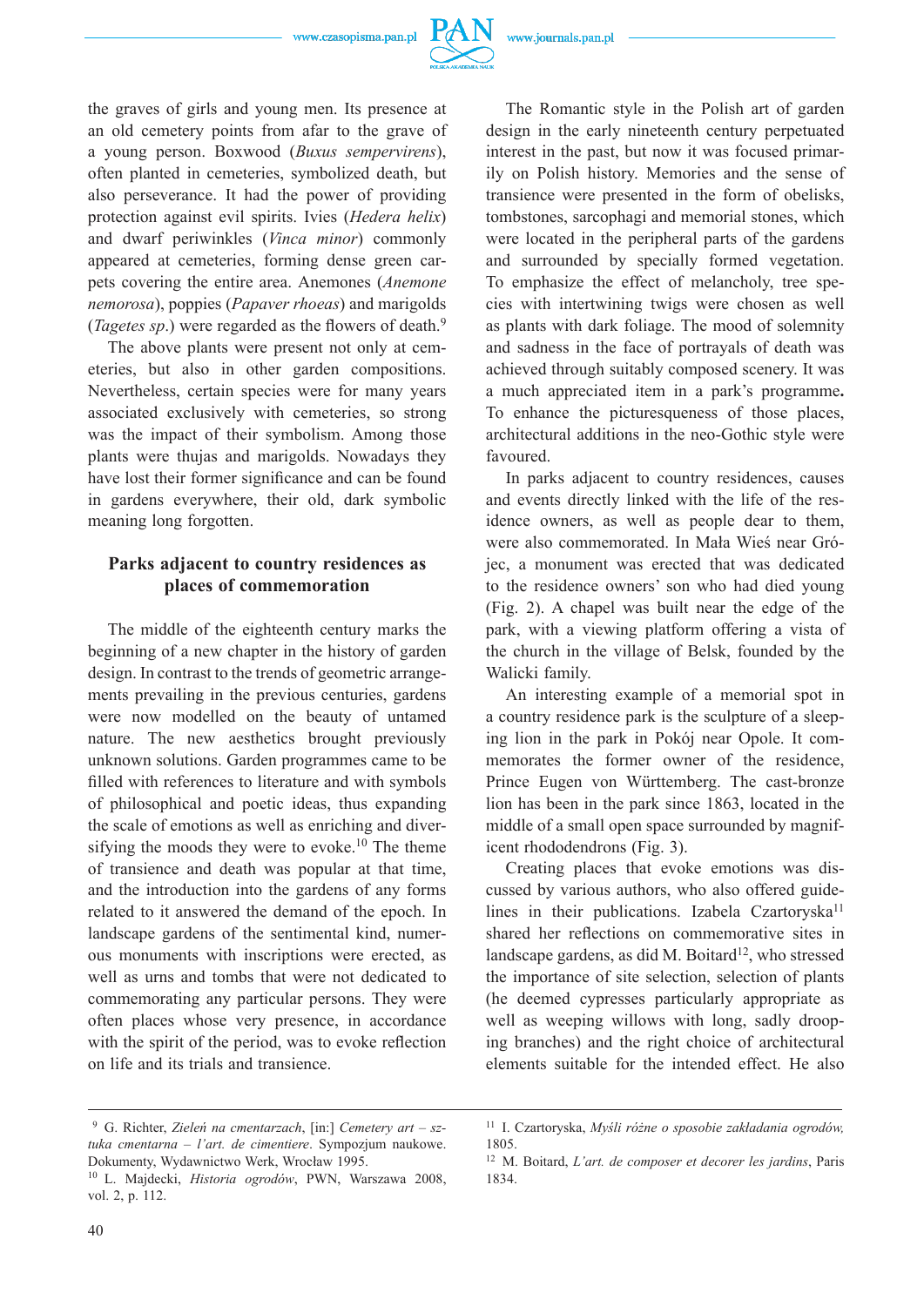the graves of girls and young men. Its presence at an old cemetery points from afar to the grave of a young person. Boxwood (*Buxus sempervirens*), often planted in cemeteries, symbolized death, but also perseverance. It had the power of providing protection against evil spirits. Ivies (*Hedera helix*) and dwarf periwinkles (*Vinca minor*) commonly appeared at cemeteries, forming dense green carpets covering the entire area. Anemones (*Anemone nemorosa*), poppies (*Papaver rhoeas*) and marigolds (*Tagetes sp*.) were regarded as the flowers of death.[9]

The above plants were present not only at cemeteries, but also in other garden compositions. Nevertheless, certain species were for many years associated exclusively with cemeteries, so strong was the impact of their symbolism. Among those plants were thujas and marigolds. Nowadays they have lost their former significance and can be found in gardens everywhere, their old, dark symbolic meaning long forgotten.

## Parks adjacent to country residences as places of commemoration

The middle of the eighteenth century marks the beginning of a new chapter in the history of garden design. In contrast to the trends of geometric arrangements prevailing in the previous centuries, gardens were now modelled on the beauty of untamed nature. The new aesthetics brought previously unknown solutions. Garden programmes came to be filled with references to literature and with symbols of philosophical and poetic ideas, thus expanding the scale of emotions as well as enriching and diversifying the moods they were to evoke.[10] The theme of transience and death was popular at that time, and the introduction into the gardens of any forms related to it answered the demand of the epoch. In landscape gardens of the sentimental kind, numerous monuments with inscriptions were erected, as well as urns and tombs that were not dedicated to commemorating any particular persons. They were often places whose very presence, in accordance with the spirit of the period, was to evoke reflection on life and its trials and transience.

The Romantic style in the Polish art of garden design in the early nineteenth century perpetuated interest in the past, but now it was focused primarily on Polish history. Memories and the sense of transience were presented in the form of obelisks, tombstones, sarcophagi and memorial stones, which were located in the peripheral parts of the gardens and surrounded by specially formed vegetation. To emphasize the effect of melancholy, tree species with intertwining twigs were chosen as well as plants with dark foliage. The mood of solemnity and sadness in the face of portrayals of death was achieved through suitably composed scenery. It was a much appreciated item in a park's programme**.** To enhance the picturesqueness of those places, architectural additions in the neo-Gothic style were favoured.

In parks adjacent to country residences, causes and events directly linked with the life of the residence owners, as well as people dear to them, were also commemorated. In Mała Wieś near Grójec, a monument was erected that was dedicated to the residence owners' son who had died young (Fig. 2). A chapel was built near the edge of the park, with a viewing platform offering a vista of the church in the village of Belsk, founded by the Walicki family.

An interesting example of a memorial spot in a country residence park is the sculpture of a sleeping lion in the park in Pokój near Opole. It commemorates the former owner of the residence, Prince Eugen von Württemberg. The cast-bronze lion has been in the park since 1863, located in the middle of a small open space surrounded by magnificent rhododendrons (Fig. 3).

Creating places that evoke emotions was discussed by various authors, who also offered guidelines in their publications. Izabela Czartoryska[11] shared her reflections on commemorative sites in landscape gardens, as did M. Boitard[12], who stressed the importance of site selection, selection of plants (he deemed cypresses particularly appropriate as well as weeping willows with long, sadly drooping branches) and the right choice of architectural elements suitable for the intended effect. He also

---

[9] G. Richter, *Zieleń na cmentarzach*, [in:] *Cemetery art – sztuka cmentarna – l'art. de cimentiere*. Sympozjum naukowe. Dokumenty, Wydawnictwo Werk, Wrocław 1995.

[10] L. Majdecki, *Historia ogrodów*, PWN, Warszawa 2008, vol. 2, p. 112.

[11] I. Czartoryska, *Myśli różne o sposobie zakładania ogrodów,* 1805.

[12] M. Boitard, *L'art. de composer et decorer les jardins*, Paris 1834.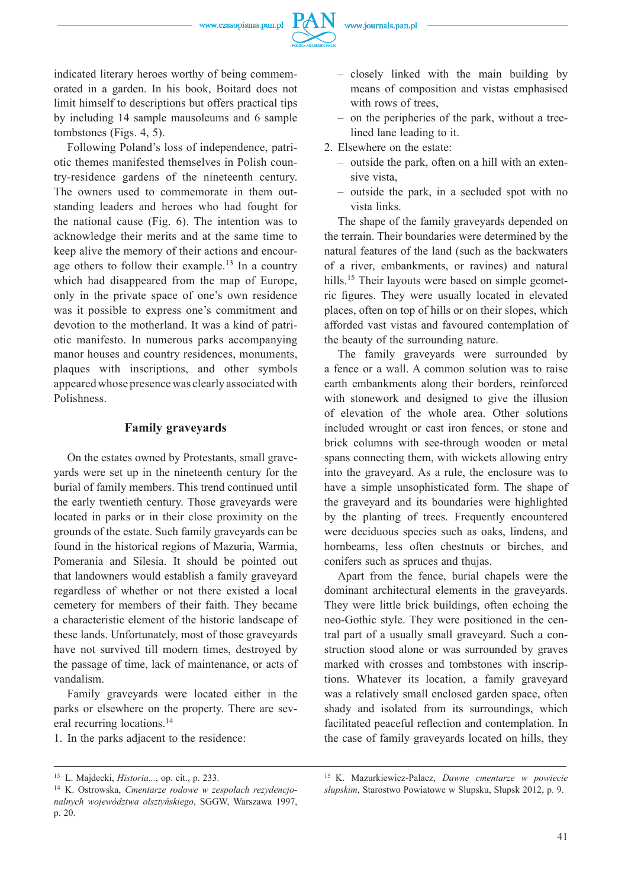indicated literary heroes worthy of being commemorated in a garden. In his book, Boitard does not limit himself to descriptions but offers practical tips by including 14 sample mausoleums and 6 sample tombstones (Figs. 4, 5).

Following Poland's loss of independence, patriotic themes manifested themselves in Polish country-residence gardens of the nineteenth century. The owners used to commemorate in them outstanding leaders and heroes who had fought for the national cause (Fig. 6). The intention was to acknowledge their merits and at the same time to keep alive the memory of their actions and encourage others to follow their example.[13] In a country which had disappeared from the map of Europe, only in the private space of one's own residence was it possible to express one's commitment and devotion to the motherland. It was a kind of patriotic manifesto. In numerous parks accompanying manor houses and country residences, monuments, plaques with inscriptions, and other symbols appeared whose presence was clearly associated with Polishness.

## Family graveyards

On the estates owned by Protestants, small graveyards were set up in the nineteenth century for the burial of family members. This trend continued until the early twentieth century. Those graveyards were located in parks or in their close proximity on the grounds of the estate. Such family graveyards can be found in the historical regions of Mazuria, Warmia, Pomerania and Silesia. It should be pointed out that landowners would establish a family graveyard regardless of whether or not there existed a local cemetery for members of their faith. They became a characteristic element of the historic landscape of these lands. Unfortunately, most of those graveyards have not survived till modern times, destroyed by the passage of time, lack of maintenance, or acts of vandalism.

Family graveyards were located either in the parks or elsewhere on the property. There are several recurring locations.[14]

1. In the parks adjacent to the residence:
   - closely linked with the main building by means of composition and vistas emphasised with rows of trees,
   - on the peripheries of the park, without a tree-lined lane leading to it.
2. Elsewhere on the estate:
   - outside the park, often on a hill with an extensive vista,
   - outside the park, in a secluded spot with no vista links.

The shape of the family graveyards depended on the terrain. Their boundaries were determined by the natural features of the land (such as the backwaters of a river, embankments, or ravines) and natural hills.[15] Their layouts were based on simple geometric figures. They were usually located in elevated places, often on top of hills or on their slopes, which afforded vast vistas and favoured contemplation of the beauty of the surrounding nature.

The family graveyards were surrounded by a fence or a wall. A common solution was to raise earth embankments along their borders, reinforced with stonework and designed to give the illusion of elevation of the whole area. Other solutions included wrought or cast iron fences, or stone and brick columns with see-through wooden or metal spans connecting them, with wickets allowing entry into the graveyard. As a rule, the enclosure was to have a simple unsophisticated form. The shape of the graveyard and its boundaries were highlighted by the planting of trees. Frequently encountered were deciduous species such as oaks, lindens, and hornbeams, less often chestnuts or birches, and conifers such as spruces and thujas.

Apart from the fence, burial chapels were the dominant architectural elements in the graveyards. They were little brick buildings, often echoing the neo-Gothic style. They were positioned in the central part of a usually small graveyard. Such a construction stood alone or was surrounded by graves marked with crosses and tombstones with inscriptions. Whatever its location, a family graveyard was a relatively small enclosed garden space, often shady and isolated from its surroundings, which facilitated peaceful reflection and contemplation. In the case of family graveyards located on hills, they

---

[13] L. Majdecki, *Historia...*, op. cit., p. 233.

[14] K. Ostrowska, *Cmentarze rodowe w zespołach rezydencjonalnych województwa olsztyńskiego*, SGGW, Warszawa 1997, p. 20.

[15] K. Mazurkiewicz-Palacz, *Dawne cmentarze w powiecie słupskim*, Starostwo Powiatowe w Słupsku, Słupsk 2012, p. 9.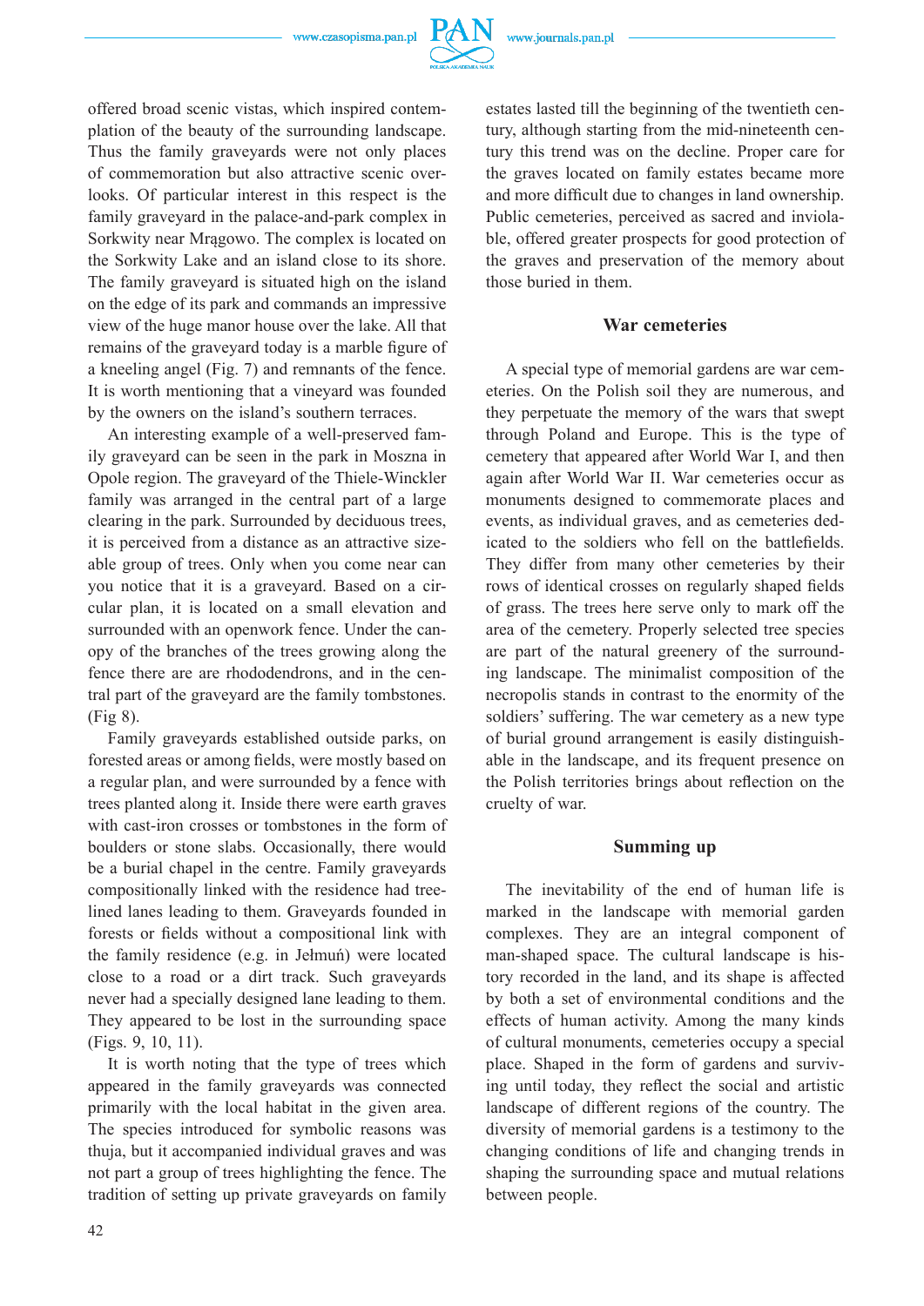offered broad scenic vistas, which inspired contemplation of the beauty of the surrounding landscape. Thus the family graveyards were not only places of commemoration but also attractive scenic overlooks. Of particular interest in this respect is the family graveyard in the palace-and-park complex in Sorkwity near Mrągowo. The complex is located on the Sorkwity Lake and an island close to its shore. The family graveyard is situated high on the island on the edge of its park and commands an impressive view of the huge manor house over the lake. All that remains of the graveyard today is a marble figure of a kneeling angel (Fig. 7) and remnants of the fence. It is worth mentioning that a vineyard was founded by the owners on the island's southern terraces.

An interesting example of a well-preserved family graveyard can be seen in the park in Moszna in Opole region. The graveyard of the Thiele-Winckler family was arranged in the central part of a large clearing in the park. Surrounded by deciduous trees, it is perceived from a distance as an attractive sizeable group of trees. Only when you come near can you notice that it is a graveyard. Based on a circular plan, it is located on a small elevation and surrounded with an openwork fence. Under the canopy of the branches of the trees growing along the fence there are are rhododendrons, and in the central part of the graveyard are the family tombstones. (Fig 8).

Family graveyards established outside parks, on forested areas or among fields, were mostly based on a regular plan, and were surrounded by a fence with trees planted along it. Inside there were earth graves with cast-iron crosses or tombstones in the form of boulders or stone slabs. Occasionally, there would be a burial chapel in the centre. Family graveyards compositionally linked with the residence had tree-lined lanes leading to them. Graveyards founded in forests or fields without a compositional link with the family residence (e.g. in Jełmuń) were located close to a road or a dirt track. Such graveyards never had a specially designed lane leading to them. They appeared to be lost in the surrounding space (Figs. 9, 10, 11).

It is worth noting that the type of trees which appeared in the family graveyards was connected primarily with the local habitat in the given area. The species introduced for symbolic reasons was thuja, but it accompanied individual graves and was not part a group of trees highlighting the fence. The tradition of setting up private graveyards on family estates lasted till the beginning of the twentieth century, although starting from the mid-nineteenth century this trend was on the decline. Proper care for the graves located on family estates became more and more difficult due to changes in land ownership. Public cemeteries, perceived as sacred and inviolable, offered greater prospects for good protection of the graves and preservation of the memory about those buried in them.

## War cemeteries

A special type of memorial gardens are war cemeteries. On the Polish soil they are numerous, and they perpetuate the memory of the wars that swept through Poland and Europe. This is the type of cemetery that appeared after World War I, and then again after World War II. War cemeteries occur as monuments designed to commemorate places and events, as individual graves, and as cemeteries dedicated to the soldiers who fell on the battlefields. They differ from many other cemeteries by their rows of identical crosses on regularly shaped fields of grass. The trees here serve only to mark off the area of the cemetery. Properly selected tree species are part of the natural greenery of the surrounding landscape. The minimalist composition of the necropolis stands in contrast to the enormity of the soldiers' suffering. The war cemetery as a new type of burial ground arrangement is easily distinguishable in the landscape, and its frequent presence on the Polish territories brings about reflection on the cruelty of war.

## Summing up

The inevitability of the end of human life is marked in the landscape with memorial garden complexes. They are an integral component of man-shaped space. The cultural landscape is history recorded in the land, and its shape is affected by both a set of environmental conditions and the effects of human activity. Among the many kinds of cultural monuments, cemeteries occupy a special place. Shaped in the form of gardens and surviving until today, they reflect the social and artistic landscape of different regions of the country. The diversity of memorial gardens is a testimony to the changing conditions of life and changing trends in shaping the surrounding space and mutual relations between people.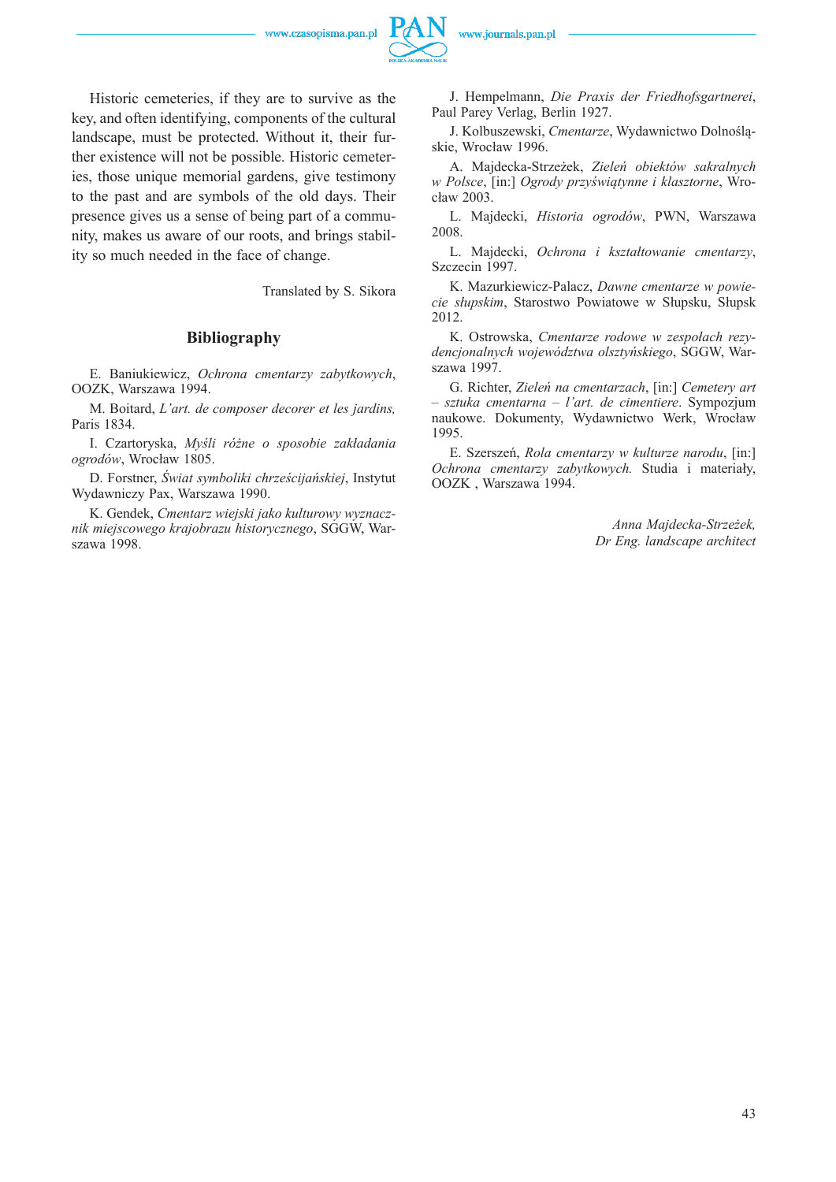Historic cemeteries, if they are to survive as the key, and often identifying, components of the cultural landscape, must be protected. Without it, their further existence will not be possible. Historic cemeteries, those unique memorial gardens, give testimony to the past and are symbols of the old days. Their presence gives us a sense of being part of a community, makes us aware of our roots, and brings stability so much needed in the face of change.

Translated by S. Sikora

## Bibliography

E. Baniukiewicz, *Ochrona cmentarzy zabytkowych*, OOZK, Warszawa 1994.

M. Boitard, *L'art. de composer decorer et les jardins,* Paris 1834.

I. Czartoryska, *Myśli różne o sposobie zakładania ogrodów*, Wrocław 1805.

D. Forstner, *Świat symboliki chrześcijańskiej*, Instytut Wydawniczy Pax, Warszawa 1990.

K. Gendek, *Cmentarz wiejski jako kulturowy wyznacznik miejscowego krajobrazu historycznego*, SGGW, Warszawa 1998.

J. Hempelmann, *Die Praxis der Friedhofsgartnerei*, Paul Parey Verlag, Berlin 1927.

J. Kolbuszewski, *Cmentarze*, Wydawnictwo Dolnośląskie, Wrocław 1996.

A. Majdecka-Strzeżek, *Zieleń obiektów sakralnych w Polsce*, [in:] *Ogrody przyświątynne i klasztorne*, Wrocław 2003.

L. Majdecki, *Historia ogrodów*, PWN, Warszawa 2008.

L. Majdecki, *Ochrona i kształtowanie cmentarzy*, Szczecin 1997.

K. Mazurkiewicz-Palacz, *Dawne cmentarze w powiecie słupskim*, Starostwo Powiatowe w Słupsku, Słupsk 2012.

K. Ostrowska, *Cmentarze rodowe w zespołach rezydencjonalnych województwa olsztyńskiego*, SGGW, Warszawa 1997.

G. Richter, *Zieleń na cmentarzach*, [in:] *Cemetery art – sztuka cmentarna – l'art. de cimentiere*. Sympozjum naukowe. Dokumenty, Wydawnictwo Werk, Wrocław 1995.

E. Szerszeń, *Rola cmentarzy w kulturze narodu*, [in:] *Ochrona cmentarzy zabytkowych.* Studia i materiały, OOZK , Warszawa 1994.

*Anna Majdecka-Strzeżek,*
*Dr Eng. landscape architect*